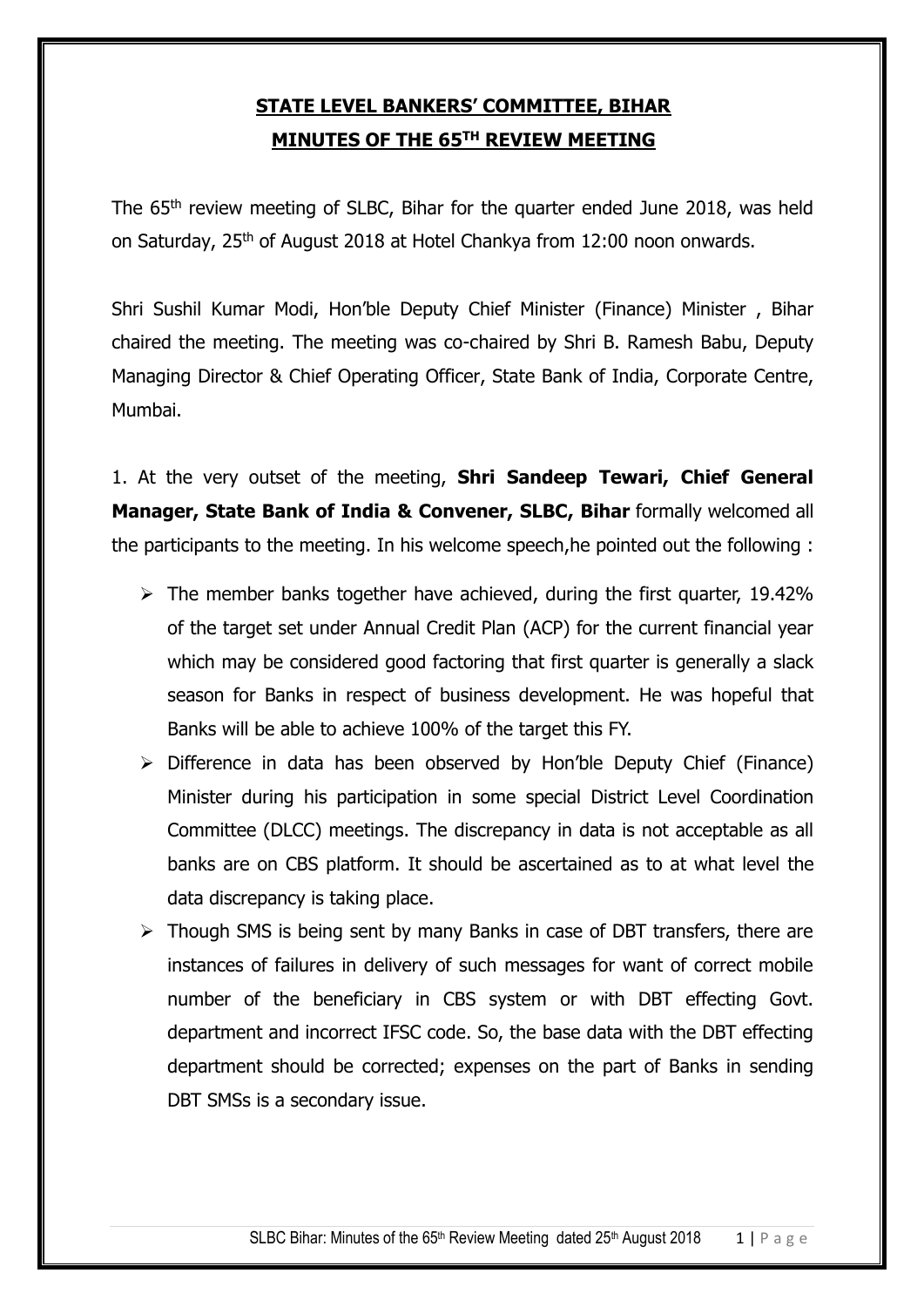# STATE LEVEL BANKERS' COMMITTEE, BIHAR

## MINUTES OF THE 65TH REVIEW MEETING

The 65th review meeting of SLBC, Bihar for the quarter ended June 2018, was held on Saturday, 25th of August 2018 at Hotel Chankya from 12:00 noon onwards.

Shri Sushil Kumar Modi, Hon'ble Deputy Chief Minister (Finance) Minister , Bihar chaired the meeting. The meeting was co-chaired by Shri B. Ramesh Babu, Deputy Managing Director & Chief Operating Officer, State Bank of India, Corporate Centre, Mumbai.

1. At the very outset of the meeting, **Shri Sandeep Tewari, Chief General Manager, State Bank of India & Convener, SLBC, Bihar** formally welcomed all the participants to the meeting. In his welcome speech,he pointed out the following :

- The member banks together have achieved, during the first quarter, 19.42% of the target set under Annual Credit Plan (ACP) for the current financial year which may be considered good factoring that first quarter is generally a slack season for Banks in respect of business development. He was hopeful that Banks will be able to achieve 100% of the target this FY.
- Difference in data has been observed by Hon'ble Deputy Chief (Finance) Minister during his participation in some special District Level Coordination Committee (DLCC) meetings. The discrepancy in data is not acceptable as all banks are on CBS platform. It should be ascertained as to at what level the data discrepancy is taking place.
- Though SMS is being sent by many Banks in case of DBT transfers, there are instances of failures in delivery of such messages for want of correct mobile number of the beneficiary in CBS system or with DBT effecting Govt. department and incorrect IFSC code. So, the base data with the DBT effecting department should be corrected; expenses on the part of Banks in sending DBT SMSs is a secondary issue.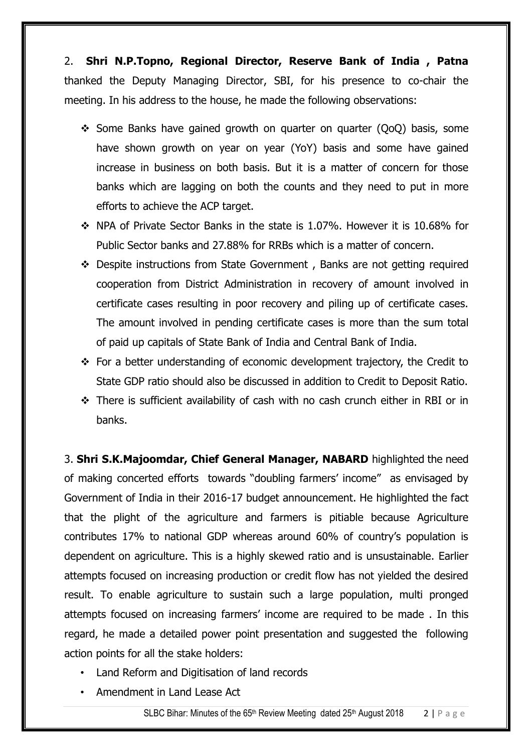2. **Shri N.P.Topno, Regional Director, Reserve Bank of India , Patna** thanked the Deputy Managing Director, SBI, for his presence to co-chair the meeting. In his address to the house, he made the following observations:

- Some Banks have gained growth on quarter on quarter (QoQ) basis, some have shown growth on year on year (YoY) basis and some have gained increase in business on both basis. But it is a matter of concern for those banks which are lagging on both the counts and they need to put in more efforts to achieve the ACP target.
- NPA of Private Sector Banks in the state is 1.07%. However it is 10.68% for Public Sector banks and 27.88% for RRBs which is a matter of concern.
- Despite instructions from State Government , Banks are not getting required cooperation from District Administration in recovery of amount involved in certificate cases resulting in poor recovery and piling up of certificate cases. The amount involved in pending certificate cases is more than the sum total of paid up capitals of State Bank of India and Central Bank of India.
- For a better understanding of economic development trajectory, the Credit to State GDP ratio should also be discussed in addition to Credit to Deposit Ratio.
- There is sufficient availability of cash with no cash crunch either in RBI or in banks.

3. **Shri S.K.Majoomdar, Chief General Manager, NABARD** highlighted the need of making concerted efforts towards "doubling farmers' income" as envisaged by Government of India in their 2016-17 budget announcement. He highlighted the fact that the plight of the agriculture and farmers is pitiable because Agriculture contributes 17% to national GDP whereas around 60% of country's population is dependent on agriculture. This is a highly skewed ratio and is unsustainable. Earlier attempts focused on increasing production or credit flow has not yielded the desired result. To enable agriculture to sustain such a large population, multi pronged attempts focused on increasing farmers' income are required to be made . In this regard, he made a detailed power point presentation and suggested the following action points for all the stake holders:

- Land Reform and Digitisation of land records
- Amendment in Land Lease Act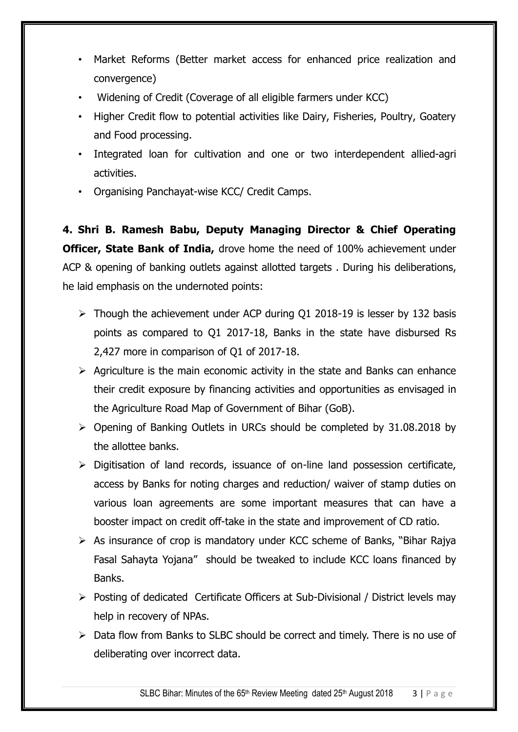- Market Reforms (Better market access for enhanced price realization and convergence)
- Widening of Credit (Coverage of all eligible farmers under KCC)
- Higher Credit flow to potential activities like Dairy, Fisheries, Poultry, Goatery and Food processing.
- Integrated loan for cultivation and one or two interdependent allied-agri activities.
- Organising Panchayat-wise KCC/ Credit Camps.

**4. Shri B. Ramesh Babu, Deputy Managing Director & Chief Operating Officer, State Bank of India,** drove home the need of 100% achievement under ACP & opening of banking outlets against allotted targets . During his deliberations, he laid emphasis on the undernoted points:

- Though the achievement under ACP during Q1 2018-19 is lesser by 132 basis points as compared to Q1 2017-18, Banks in the state have disbursed Rs 2,427 more in comparison of Q1 of 2017-18.
- Agriculture is the main economic activity in the state and Banks can enhance their credit exposure by financing activities and opportunities as envisaged in the Agriculture Road Map of Government of Bihar (GoB).
- Opening of Banking Outlets in URCs should be completed by 31.08.2018 by the allottee banks.
- Digitisation of land records, issuance of on-line land possession certificate, access by Banks for noting charges and reduction/ waiver of stamp duties on various loan agreements are some important measures that can have a booster impact on credit off-take in the state and improvement of CD ratio.
- As insurance of crop is mandatory under KCC scheme of Banks, "Bihar Rajya Fasal Sahayta Yojana" should be tweaked to include KCC loans financed by Banks.
- Posting of dedicated Certificate Officers at Sub-Divisional / District levels may help in recovery of NPAs.
- Data flow from Banks to SLBC should be correct and timely. There is no use of deliberating over incorrect data.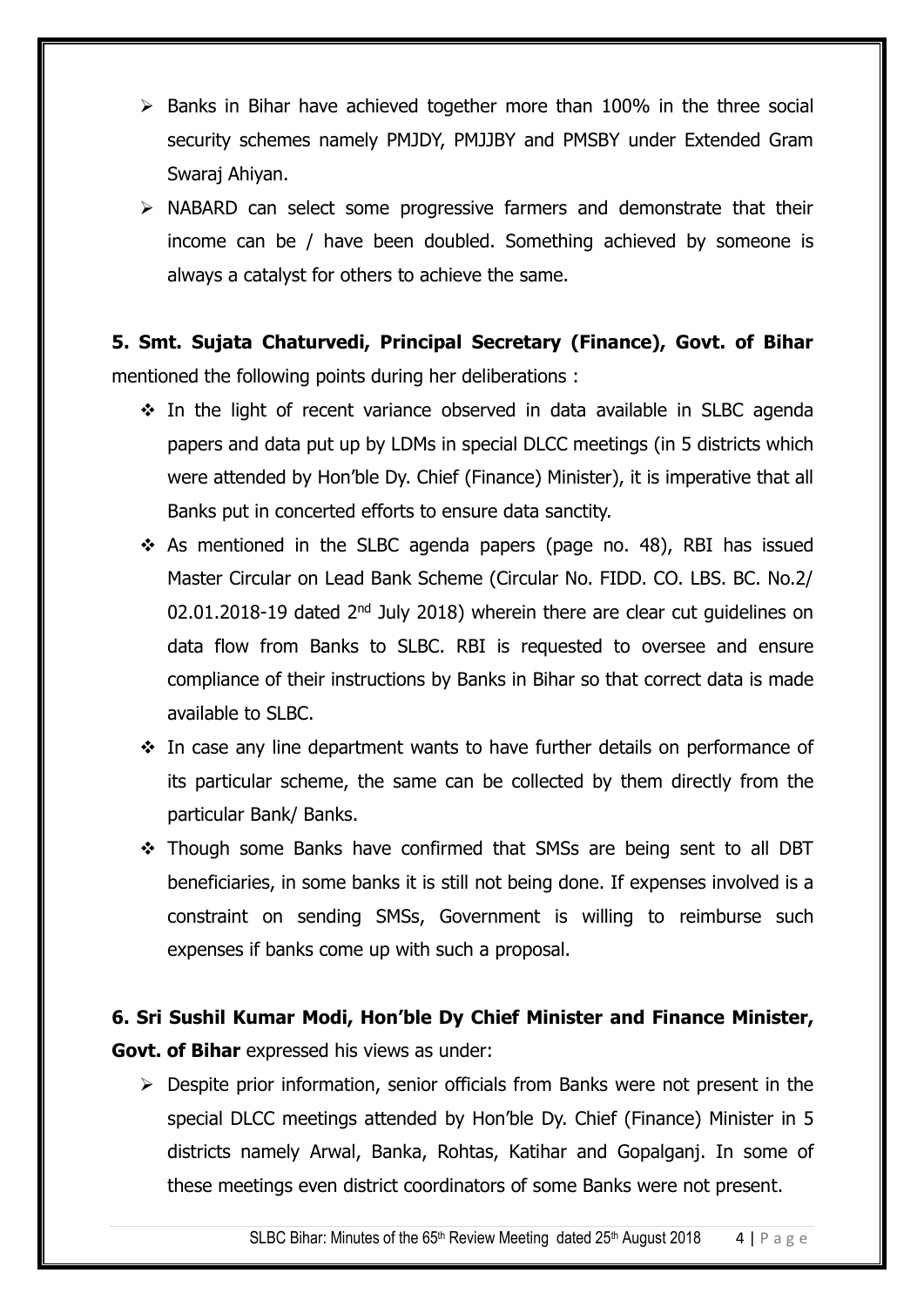- Banks in Bihar have achieved together more than 100% in the three social security schemes namely PMJDY, PMJJBY and PMSBY under Extended Gram Swaraj Ahiyan.
- NABARD can select some progressive farmers and demonstrate that their income can be / have been doubled. Something achieved by someone is always a catalyst for others to achieve the same.

**5. Smt. Sujata Chaturvedi, Principal Secretary (Finance), Govt. of Bihar** mentioned the following points during her deliberations :

- In the light of recent variance observed in data available in SLBC agenda papers and data put up by LDMs in special DLCC meetings (in 5 districts which were attended by Hon'ble Dy. Chief (Finance) Minister), it is imperative that all Banks put in concerted efforts to ensure data sanctity.
- As mentioned in the SLBC agenda papers (page no. 48), RBI has issued Master Circular on Lead Bank Scheme (Circular No. FIDD. CO. LBS. BC. No.2/ 02.01.2018-19 dated 2nd July 2018) wherein there are clear cut guidelines on data flow from Banks to SLBC. RBI is requested to oversee and ensure compliance of their instructions by Banks in Bihar so that correct data is made available to SLBC.
- In case any line department wants to have further details on performance of its particular scheme, the same can be collected by them directly from the particular Bank/ Banks.
- Though some Banks have confirmed that SMSs are being sent to all DBT beneficiaries, in some banks it is still not being done. If expenses involved is a constraint on sending SMSs, Government is willing to reimburse such expenses if banks come up with such a proposal.

**6. Sri Sushil Kumar Modi, Hon'ble Dy Chief Minister and Finance Minister, Govt. of Bihar** expressed his views as under:

- Despite prior information, senior officials from Banks were not present in the special DLCC meetings attended by Hon'ble Dy. Chief (Finance) Minister in 5 districts namely Arwal, Banka, Rohtas, Katihar and Gopalganj. In some of these meetings even district coordinators of some Banks were not present.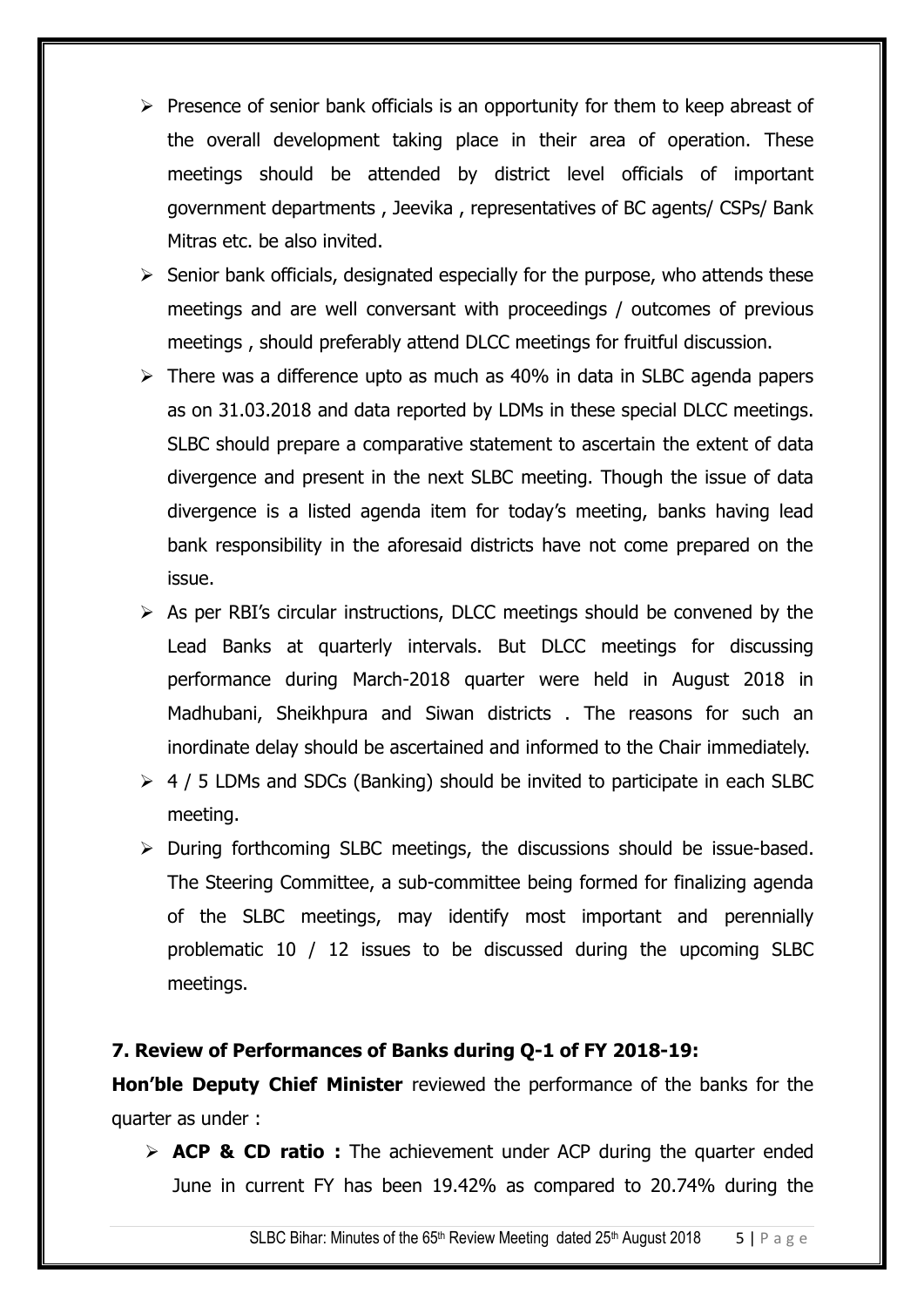- Presence of senior bank officials is an opportunity for them to keep abreast of the overall development taking place in their area of operation. These meetings should be attended by district level officials of important government departments , Jeevika , representatives of BC agents/ CSPs/ Bank Mitras etc. be also invited.
- Senior bank officials, designated especially for the purpose, who attends these meetings and are well conversant with proceedings / outcomes of previous meetings , should preferably attend DLCC meetings for fruitful discussion.
- There was a difference upto as much as 40% in data in SLBC agenda papers as on 31.03.2018 and data reported by LDMs in these special DLCC meetings. SLBC should prepare a comparative statement to ascertain the extent of data divergence and present in the next SLBC meeting. Though the issue of data divergence is a listed agenda item for today's meeting, banks having lead bank responsibility in the aforesaid districts have not come prepared on the issue.
- As per RBI's circular instructions, DLCC meetings should be convened by the Lead Banks at quarterly intervals. But DLCC meetings for discussing performance during March-2018 quarter were held in August 2018 in Madhubani, Sheikhpura and Siwan districts . The reasons for such an inordinate delay should be ascertained and informed to the Chair immediately.
- 4 / 5 LDMs and SDCs (Banking) should be invited to participate in each SLBC meeting.
- During forthcoming SLBC meetings, the discussions should be issue-based. The Steering Committee, a sub-committee being formed for finalizing agenda of the SLBC meetings, may identify most important and perennially problematic 10 / 12 issues to be discussed during the upcoming SLBC meetings.

**7. Review of Performances of Banks during Q-1 of FY 2018-19:**

**Hon'ble Deputy Chief Minister** reviewed the performance of the banks for the quarter as under :

- **ACP & CD ratio :** The achievement under ACP during the quarter ended June in current FY has been 19.42% as compared to 20.74% during the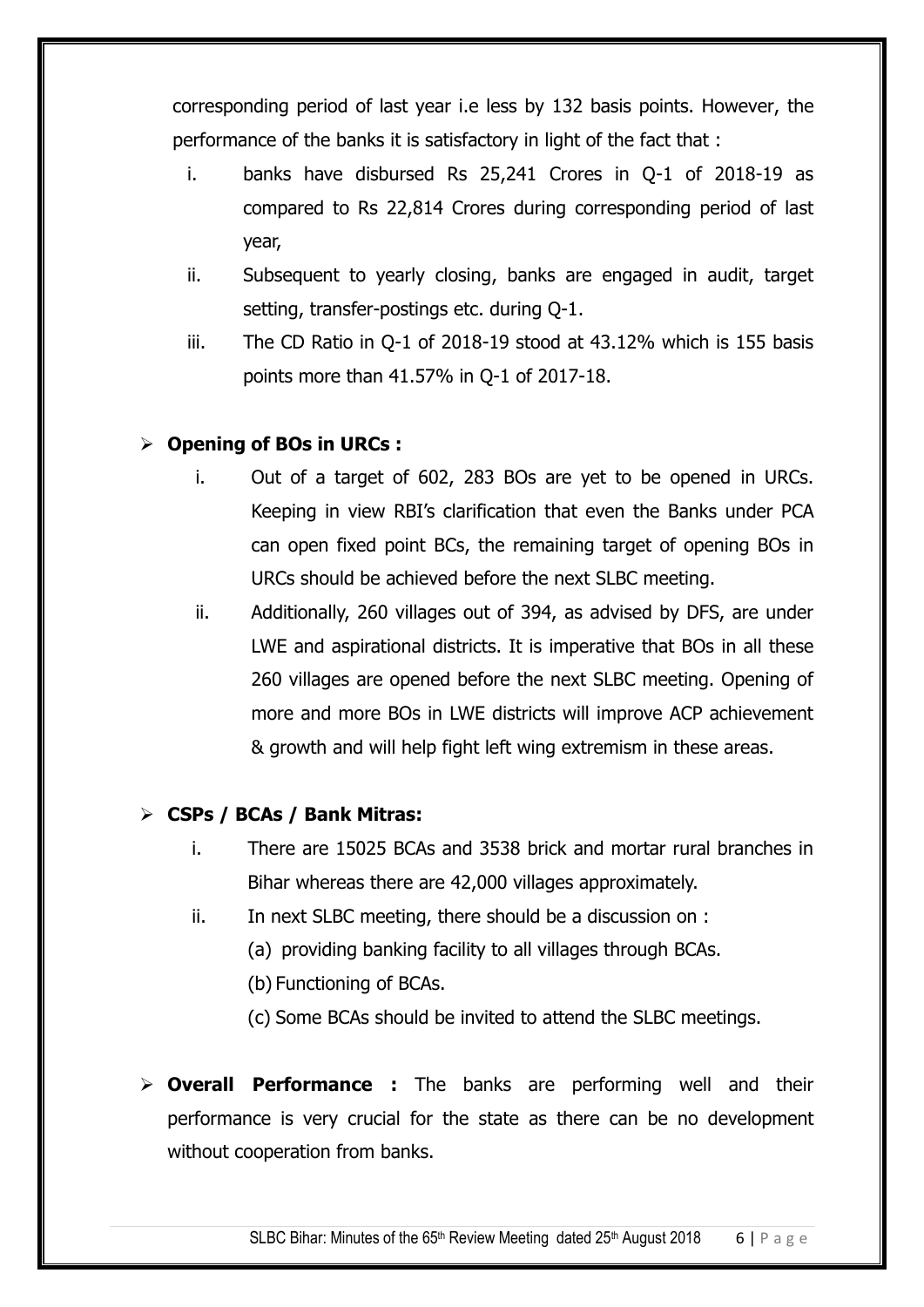corresponding period of last year i.e less by 132 basis points. However, the performance of the banks it is satisfactory in light of the fact that :

i. banks have disbursed Rs 25,241 Crores in Q-1 of 2018-19 as compared to Rs 22,814 Crores during corresponding period of last year,
ii. Subsequent to yearly closing, banks are engaged in audit, target setting, transfer-postings etc. during Q-1.
iii. The CD Ratio in Q-1 of 2018-19 stood at 43.12% which is 155 basis points more than 41.57% in Q-1 of 2017-18.

- **Opening of BOs in URCs :**
  i. Out of a target of 602, 283 BOs are yet to be opened in URCs. Keeping in view RBI's clarification that even the Banks under PCA can open fixed point BCs, the remaining target of opening BOs in URCs should be achieved before the next SLBC meeting.
  ii. Additionally, 260 villages out of 394, as advised by DFS, are under LWE and aspirational districts. It is imperative that BOs in all these 260 villages are opened before the next SLBC meeting. Opening of more and more BOs in LWE districts will improve ACP achievement & growth and will help fight left wing extremism in these areas.

- **CSPs / BCAs / Bank Mitras:**
  i. There are 15025 BCAs and 3538 brick and mortar rural branches in Bihar whereas there are 42,000 villages approximately.
  ii. In next SLBC meeting, there should be a discussion on :
     (a) providing banking facility to all villages through BCAs.
     (b) Functioning of BCAs.
     (c) Some BCAs should be invited to attend the SLBC meetings.

- **Overall Performance :** The banks are performing well and their performance is very crucial for the state as there can be no development without cooperation from banks.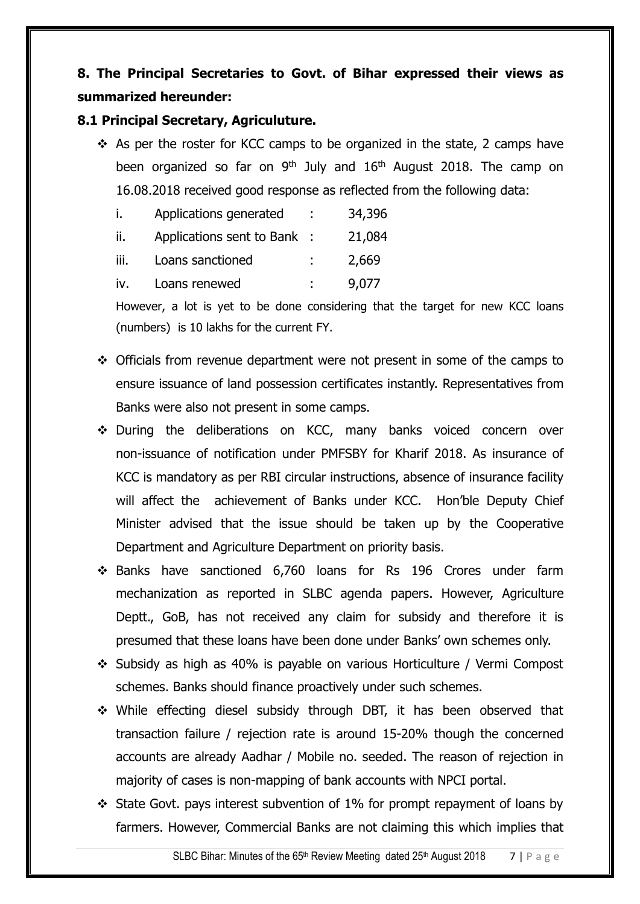**8. The Principal Secretaries to Govt. of Bihar expressed their views as summarized hereunder:**

**8.1 Principal Secretary, Agriculuture.**

- As per the roster for KCC camps to be organized in the state, 2 camps have been organized so far on 9th July and 16th August 2018. The camp on 16.08.2018 received good response as reflected from the following data:

  i. Applications generated : 34,396

  ii. Applications sent to Bank : 21,084

  iii. Loans sanctioned : 2,669

  iv. Loans renewed : 9,077

  However, a lot is yet to be done considering that the target for new KCC loans (numbers) is 10 lakhs for the current FY.

- Officials from revenue department were not present in some of the camps to ensure issuance of land possession certificates instantly. Representatives from Banks were also not present in some camps.
- During the deliberations on KCC, many banks voiced concern over non-issuance of notification under PMFSBY for Kharif 2018. As insurance of KCC is mandatory as per RBI circular instructions, absence of insurance facility will affect the achievement of Banks under KCC. Hon'ble Deputy Chief Minister advised that the issue should be taken up by the Cooperative Department and Agriculture Department on priority basis.
- Banks have sanctioned 6,760 loans for Rs 196 Crores under farm mechanization as reported in SLBC agenda papers. However, Agriculture Deptt., GoB, has not received any claim for subsidy and therefore it is presumed that these loans have been done under Banks' own schemes only.
- Subsidy as high as 40% is payable on various Horticulture / Vermi Compost schemes. Banks should finance proactively under such schemes.
- While effecting diesel subsidy through DBT, it has been observed that transaction failure / rejection rate is around 15-20% though the concerned accounts are already Aadhar / Mobile no. seeded. The reason of rejection in majority of cases is non-mapping of bank accounts with NPCI portal.
- State Govt. pays interest subvention of 1% for prompt repayment of loans by farmers. However, Commercial Banks are not claiming this which implies that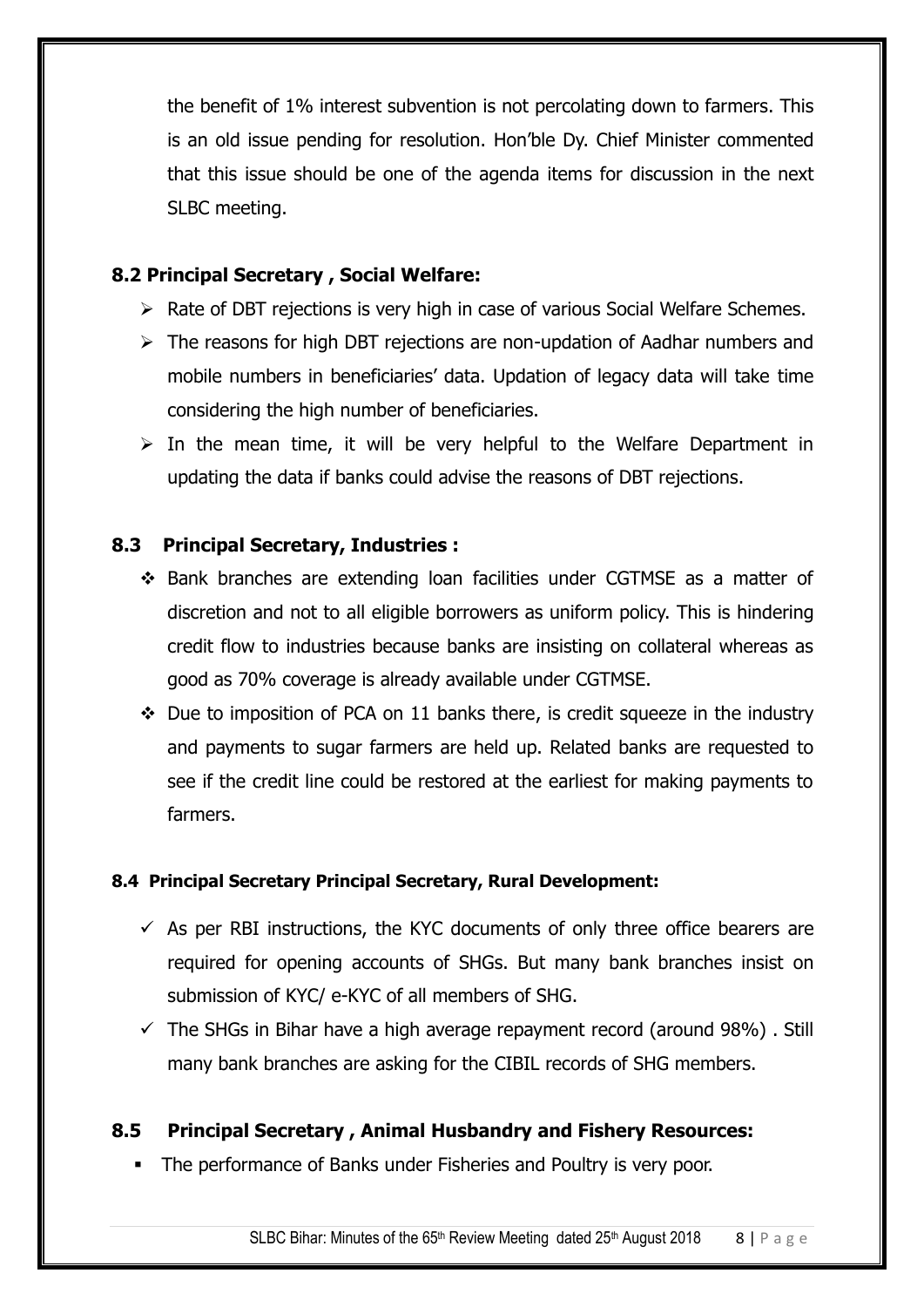the benefit of 1% interest subvention is not percolating down to farmers. This is an old issue pending for resolution. Hon'ble Dy. Chief Minister commented that this issue should be one of the agenda items for discussion in the next SLBC meeting.

### 8.2 Principal Secretary , Social Welfare:

- Rate of DBT rejections is very high in case of various Social Welfare Schemes.
- The reasons for high DBT rejections are non-updation of Aadhar numbers and mobile numbers in beneficiaries' data. Updation of legacy data will take time considering the high number of beneficiaries.
- In the mean time, it will be very helpful to the Welfare Department in updating the data if banks could advise the reasons of DBT rejections.

### 8.3 Principal Secretary, Industries :

- Bank branches are extending loan facilities under CGTMSE as a matter of discretion and not to all eligible borrowers as uniform policy. This is hindering credit flow to industries because banks are insisting on collateral whereas as good as 70% coverage is already available under CGTMSE.
- Due to imposition of PCA on 11 banks there, is credit squeeze in the industry and payments to sugar farmers are held up. Related banks are requested to see if the credit line could be restored at the earliest for making payments to farmers.

#### 8.4 Principal Secretary Principal Secretary, Rural Development:

- As per RBI instructions, the KYC documents of only three office bearers are required for opening accounts of SHGs. But many bank branches insist on submission of KYC/ e-KYC of all members of SHG.
- The SHGs in Bihar have a high average repayment record (around 98%) . Still many bank branches are asking for the CIBIL records of SHG members.

### 8.5 Principal Secretary , Animal Husbandry and Fishery Resources:

- The performance of Banks under Fisheries and Poultry is very poor.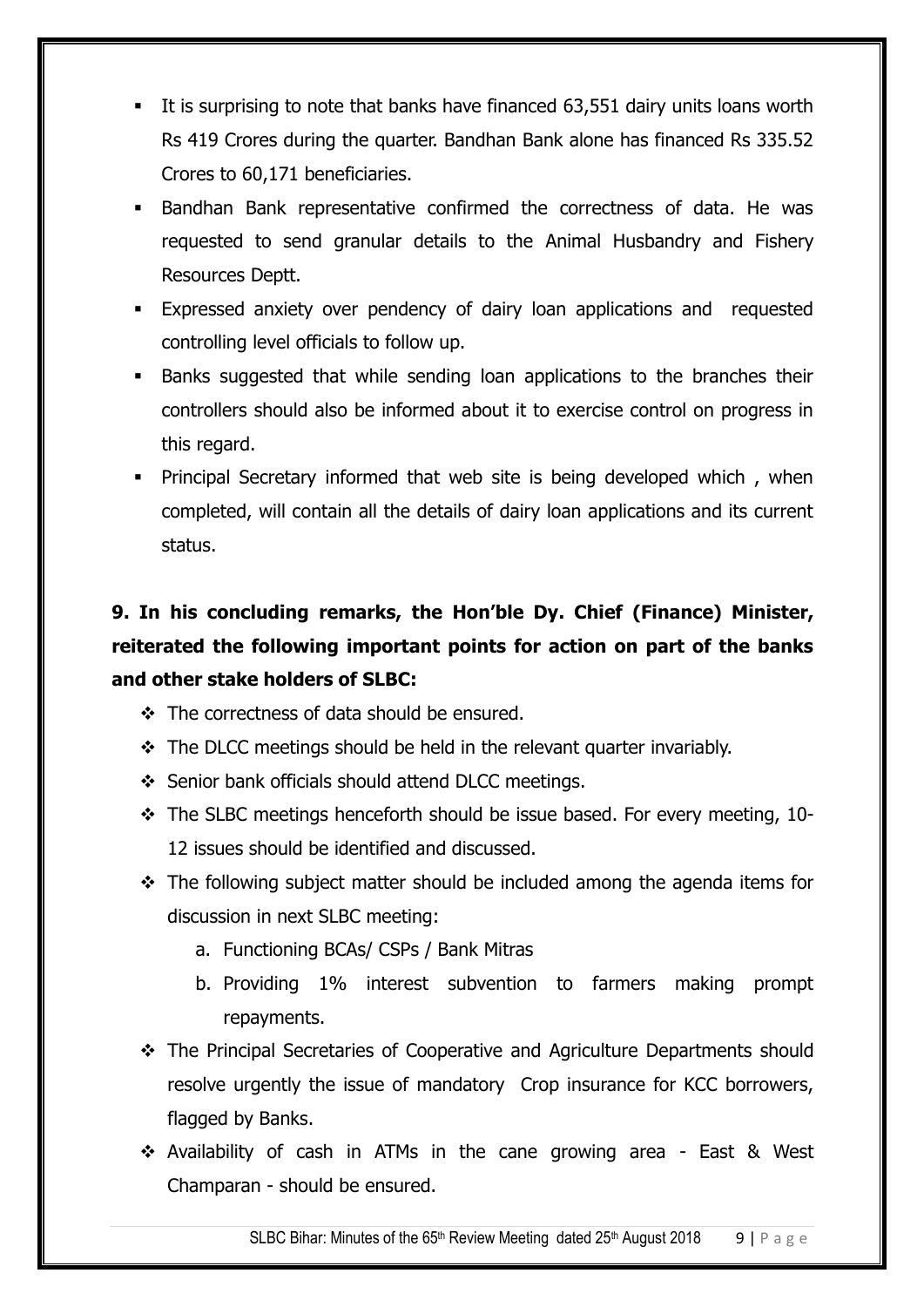- It is surprising to note that banks have financed 63,551 dairy units loans worth Rs 419 Crores during the quarter. Bandhan Bank alone has financed Rs 335.52 Crores to 60,171 beneficiaries.
- Bandhan Bank representative confirmed the correctness of data. He was requested to send granular details to the Animal Husbandry and Fishery Resources Deptt.
- Expressed anxiety over pendency of dairy loan applications and requested controlling level officials to follow up.
- Banks suggested that while sending loan applications to the branches their controllers should also be informed about it to exercise control on progress in this regard.
- Principal Secretary informed that web site is being developed which , when completed, will contain all the details of dairy loan applications and its current status.

**9. In his concluding remarks, the Hon'ble Dy. Chief (Finance) Minister, reiterated the following important points for action on part of the banks and other stake holders of SLBC:**

- The correctness of data should be ensured.
- The DLCC meetings should be held in the relevant quarter invariably.
- Senior bank officials should attend DLCC meetings.
- The SLBC meetings henceforth should be issue based. For every meeting, 10-12 issues should be identified and discussed.
- The following subject matter should be included among the agenda items for discussion in next SLBC meeting:
    a. Functioning BCAs/ CSPs / Bank Mitras
    b. Providing 1% interest subvention to farmers making prompt repayments.
- The Principal Secretaries of Cooperative and Agriculture Departments should resolve urgently the issue of mandatory Crop insurance for KCC borrowers, flagged by Banks.
- Availability of cash in ATMs in the cane growing area - East & West Champaran - should be ensured.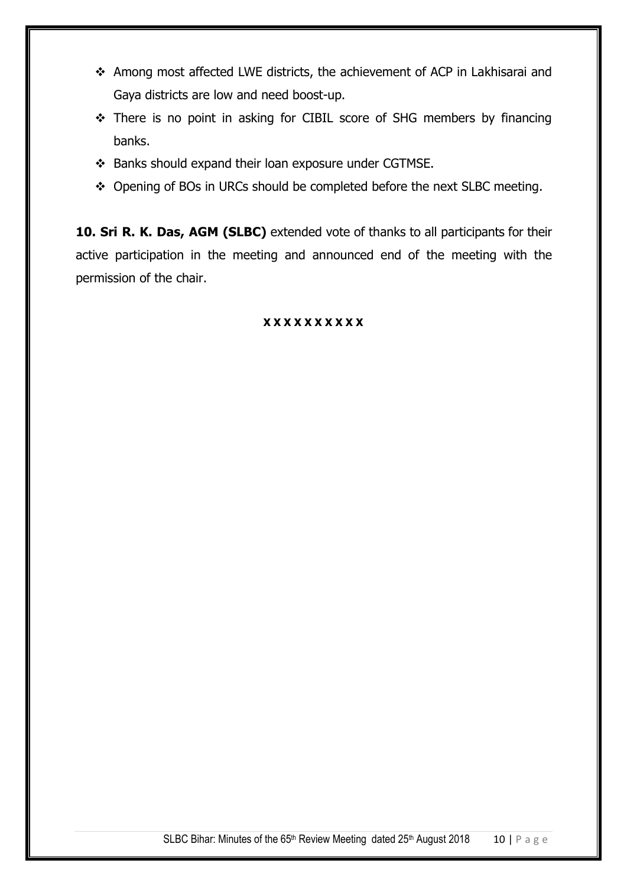- Among most affected LWE districts, the achievement of ACP in Lakhisarai and Gaya districts are low and need boost-up.
- There is no point in asking for CIBIL score of SHG members by financing banks.
- Banks should expand their loan exposure under CGTMSE.
- Opening of BOs in URCs should be completed before the next SLBC meeting.

**10. Sri R. K. Das, AGM (SLBC)** extended vote of thanks to all participants for their active participation in the meeting and announced end of the meeting with the permission of the chair.

**xxxxxxxxxx**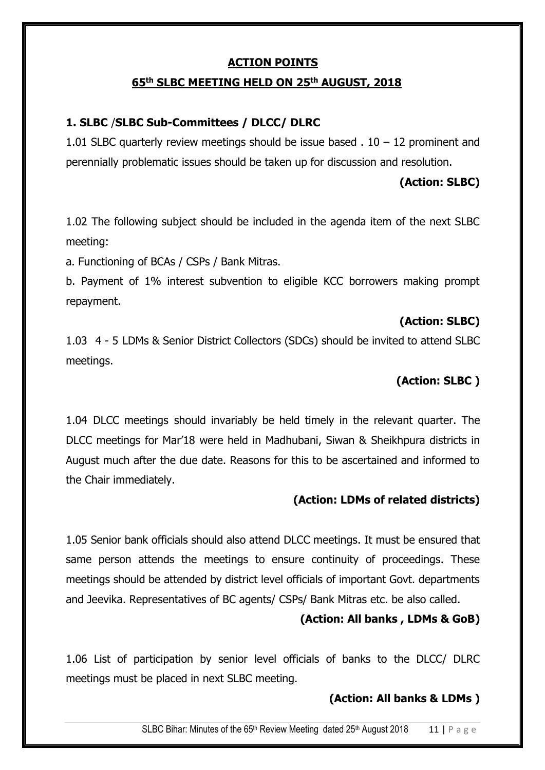## ACTION POINTS

## 65th SLBC MEETING HELD ON 25th AUGUST, 2018

### 1. SLBC /SLBC Sub-Committees / DLCC/ DLRC

1.01 SLBC quarterly review meetings should be issue based . 10 – 12 prominent and perennially problematic issues should be taken up for discussion and resolution.

**(Action: SLBC)**

1.02 The following subject should be included in the agenda item of the next SLBC meeting:

a. Functioning of BCAs / CSPs / Bank Mitras.

b. Payment of 1% interest subvention to eligible KCC borrowers making prompt repayment.

**(Action: SLBC)**

1.03 4 - 5 LDMs & Senior District Collectors (SDCs) should be invited to attend SLBC meetings.

**(Action: SLBC )**

1.04 DLCC meetings should invariably be held timely in the relevant quarter. The DLCC meetings for Mar'18 were held in Madhubani, Siwan & Sheikhpura districts in August much after the due date. Reasons for this to be ascertained and informed to the Chair immediately.

**(Action: LDMs of related districts)**

1.05 Senior bank officials should also attend DLCC meetings. It must be ensured that same person attends the meetings to ensure continuity of proceedings. These meetings should be attended by district level officials of important Govt. departments and Jeevika. Representatives of BC agents/ CSPs/ Bank Mitras etc. be also called.

**(Action: All banks , LDMs & GoB)**

1.06 List of participation by senior level officials of banks to the DLCC/ DLRC meetings must be placed in next SLBC meeting.

**(Action: All banks & LDMs )**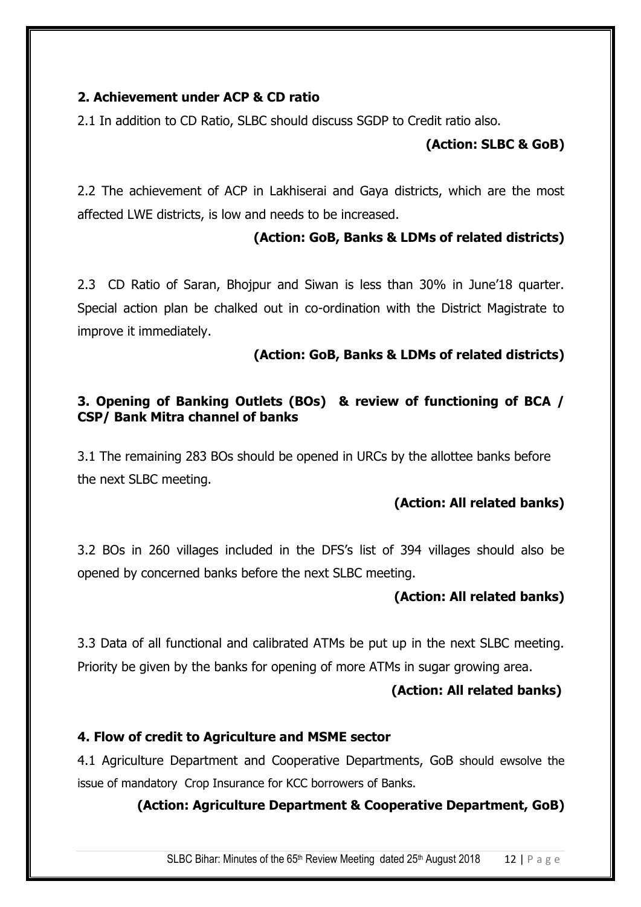### 2. Achievement under ACP & CD ratio

2.1 In addition to CD Ratio, SLBC should discuss SGDP to Credit ratio also.

**(Action: SLBC & GoB)**

2.2 The achievement of ACP in Lakhiserai and Gaya districts, which are the most affected LWE districts, is low and needs to be increased.

**(Action: GoB, Banks & LDMs of related districts)**

2.3 CD Ratio of Saran, Bhojpur and Siwan is less than 30% in June'18 quarter. Special action plan be chalked out in co-ordination with the District Magistrate to improve it immediately.

**(Action: GoB, Banks & LDMs of related districts)**

### 3. Opening of Banking Outlets (BOs) & review of functioning of BCA / CSP/ Bank Mitra channel of banks

3.1 The remaining 283 BOs should be opened in URCs by the allottee banks before the next SLBC meeting.

**(Action: All related banks)**

3.2 BOs in 260 villages included in the DFS's list of 394 villages should also be opened by concerned banks before the next SLBC meeting.

**(Action: All related banks)**

3.3 Data of all functional and calibrated ATMs be put up in the next SLBC meeting. Priority be given by the banks for opening of more ATMs in sugar growing area.

**(Action: All related banks)**

### 4. Flow of credit to Agriculture and MSME sector

4.1 Agriculture Department and Cooperative Departments, GoB should ewsolve the issue of mandatory Crop Insurance for KCC borrowers of Banks.

**(Action: Agriculture Department & Cooperative Department, GoB)**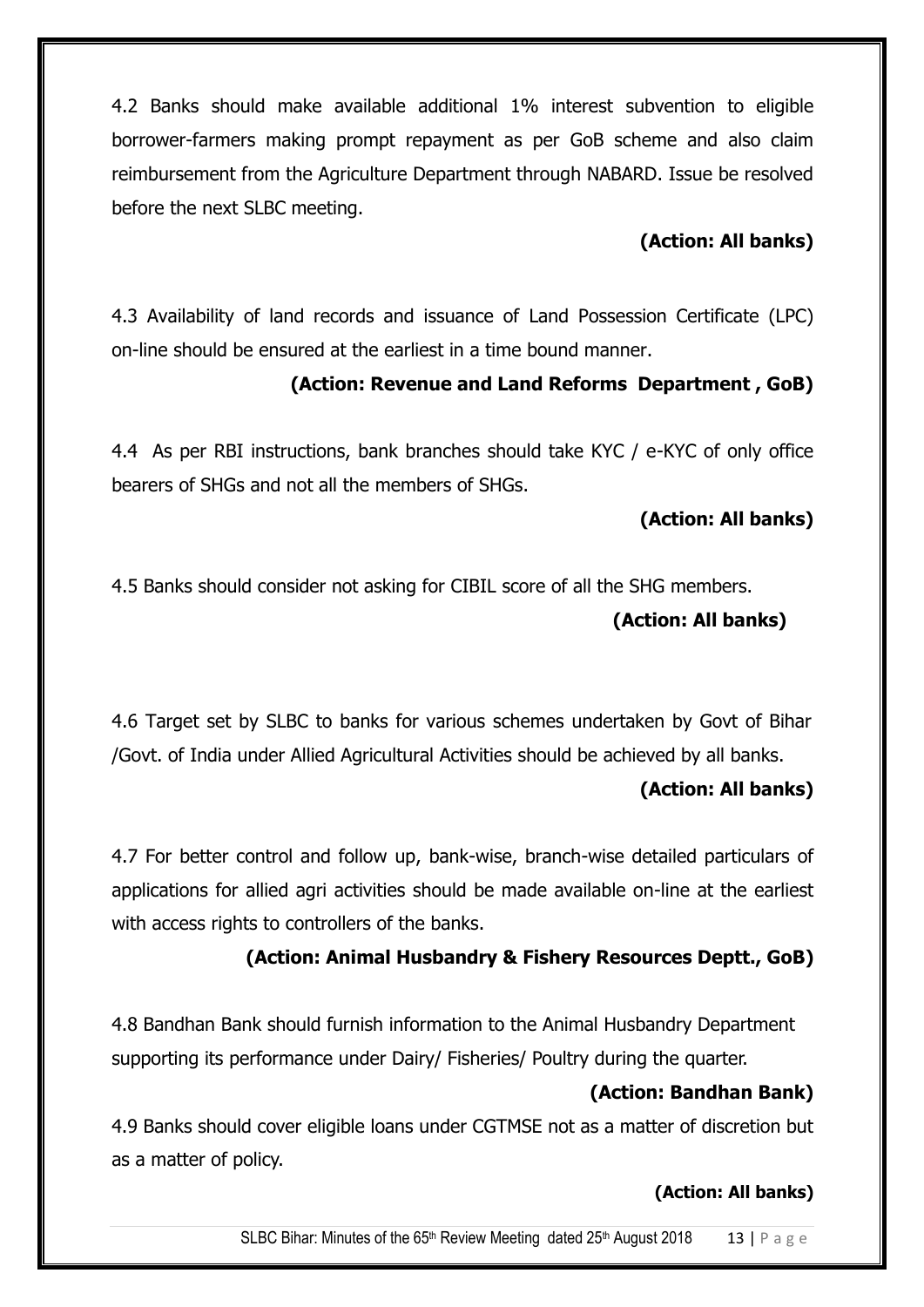4.2 Banks should make available additional 1% interest subvention to eligible borrower-farmers making prompt repayment as per GoB scheme and also claim reimbursement from the Agriculture Department through NABARD. Issue be resolved before the next SLBC meeting.

**(Action: All banks)**

4.3 Availability of land records and issuance of Land Possession Certificate (LPC) on-line should be ensured at the earliest in a time bound manner.

**(Action: Revenue and Land Reforms Department , GoB)**

4.4 As per RBI instructions, bank branches should take KYC / e-KYC of only office bearers of SHGs and not all the members of SHGs.

**(Action: All banks)**

4.5 Banks should consider not asking for CIBIL score of all the SHG members.

**(Action: All banks)**

4.6 Target set by SLBC to banks for various schemes undertaken by Govt of Bihar /Govt. of India under Allied Agricultural Activities should be achieved by all banks.

**(Action: All banks)**

4.7 For better control and follow up, bank-wise, branch-wise detailed particulars of applications for allied agri activities should be made available on-line at the earliest with access rights to controllers of the banks.

**(Action: Animal Husbandry & Fishery Resources Deptt., GoB)**

4.8 Bandhan Bank should furnish information to the Animal Husbandry Department supporting its performance under Dairy/ Fisheries/ Poultry during the quarter.

**(Action: Bandhan Bank)**

4.9 Banks should cover eligible loans under CGTMSE not as a matter of discretion but as a matter of policy.

**(Action: All banks)**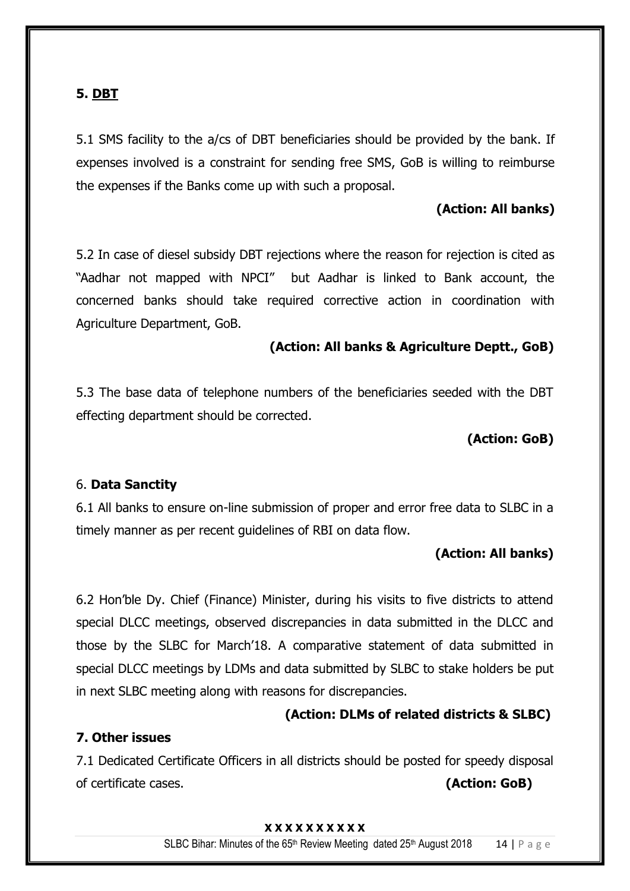## 5. DBT

5.1 SMS facility to the a/cs of DBT beneficiaries should be provided by the bank. If expenses involved is a constraint for sending free SMS, GoB is willing to reimburse the expenses if the Banks come up with such a proposal.

**(Action: All banks)**

5.2 In case of diesel subsidy DBT rejections where the reason for rejection is cited as "Aadhar not mapped with NPCI" but Aadhar is linked to Bank account, the concerned banks should take required corrective action in coordination with Agriculture Department, GoB.

**(Action: All banks & Agriculture Deptt., GoB)**

5.3 The base data of telephone numbers of the beneficiaries seeded with the DBT effecting department should be corrected.

**(Action: GoB)**

## 6. Data Sanctity

6.1 All banks to ensure on-line submission of proper and error free data to SLBC in a timely manner as per recent guidelines of RBI on data flow.

**(Action: All banks)**

6.2 Hon'ble Dy. Chief (Finance) Minister, during his visits to five districts to attend special DLCC meetings, observed discrepancies in data submitted in the DLCC and those by the SLBC for March'18. A comparative statement of data submitted in special DLCC meetings by LDMs and data submitted by SLBC to stake holders be put in next SLBC meeting along with reasons for discrepancies.

**(Action: DLMs of related districts & SLBC)**

## 7. Other issues

7.1 Dedicated Certificate Officers in all districts should be posted for speedy disposal of certificate cases. **(Action: GoB)**

**x x x x x x x x x x**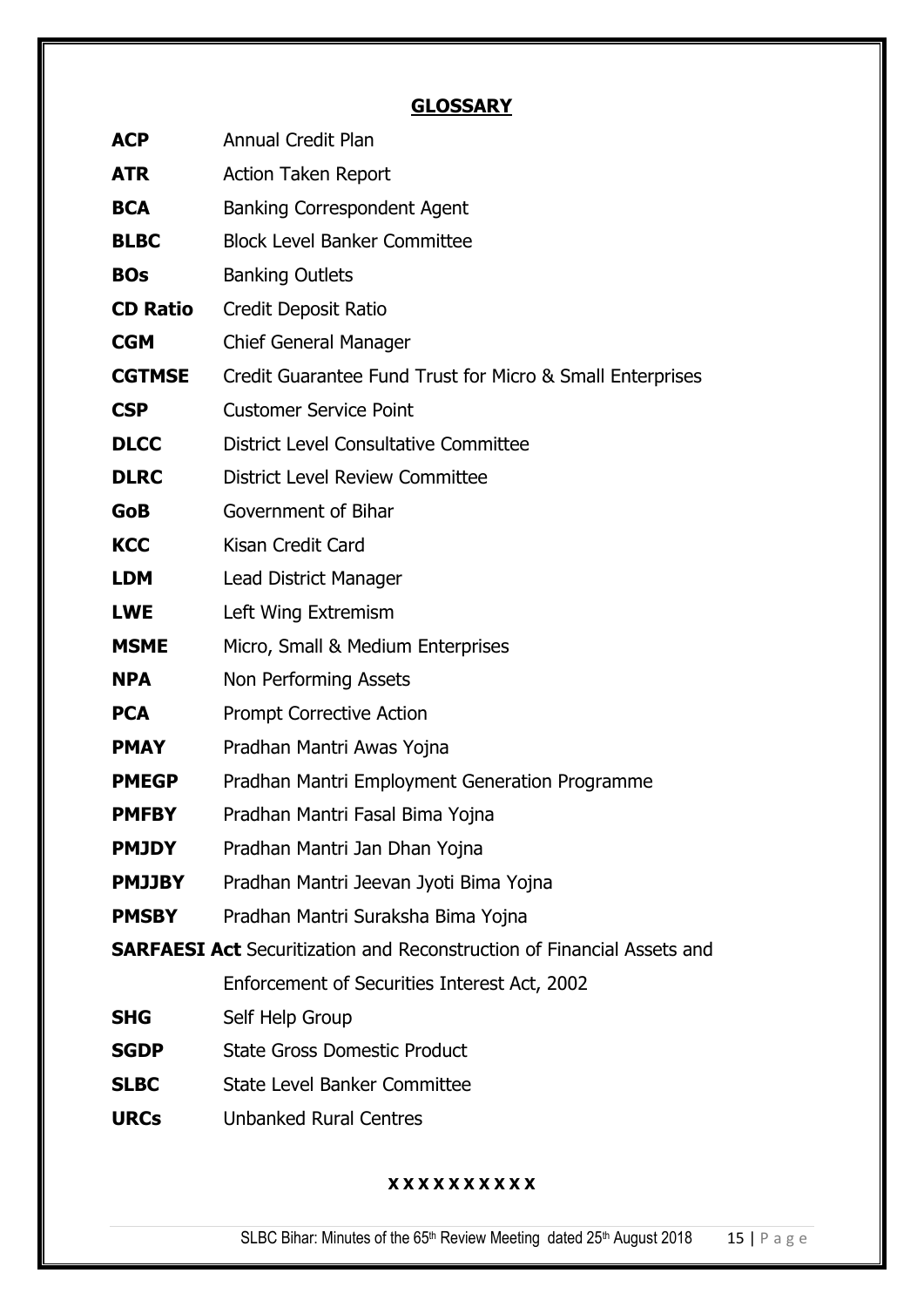## GLOSSARY

| | |
|---|---|
| **ACP** | Annual Credit Plan |
| **ATR** | Action Taken Report |
| **BCA** | Banking Correspondent Agent |
| **BLBC** | Block Level Banker Committee |
| **BOs** | Banking Outlets |
| **CD Ratio** | Credit Deposit Ratio |
| **CGM** | Chief General Manager |
| **CGTMSE** | Credit Guarantee Fund Trust for Micro & Small Enterprises |
| **CSP** | Customer Service Point |
| **DLCC** | District Level Consultative Committee |
| **DLRC** | District Level Review Committee |
| **GoB** | Government of Bihar |
| **KCC** | Kisan Credit Card |
| **LDM** | Lead District Manager |
| **LWE** | Left Wing Extremism |
| **MSME** | Micro, Small & Medium Enterprises |
| **NPA** | Non Performing Assets |
| **PCA** | Prompt Corrective Action |
| **PMAY** | Pradhan Mantri Awas Yojna |
| **PMEGP** | Pradhan Mantri Employment Generation Programme |
| **PMFBY** | Pradhan Mantri Fasal Bima Yojna |
| **PMJDY** | Pradhan Mantri Jan Dhan Yojna |
| **PMJJBY** | Pradhan Mantri Jeevan Jyoti Bima Yojna |
| **PMSBY** | Pradhan Mantri Suraksha Bima Yojna |
| **SARFAESI Act** | Securitization and Reconstruction of Financial Assets and Enforcement of Securities Interest Act, 2002 |
| **SHG** | Self Help Group |
| **SGDP** | State Gross Domestic Product |
| **SLBC** | State Level Banker Committee |
| **URCs** | Unbanked Rural Centres |

**x x x x x x x x x x**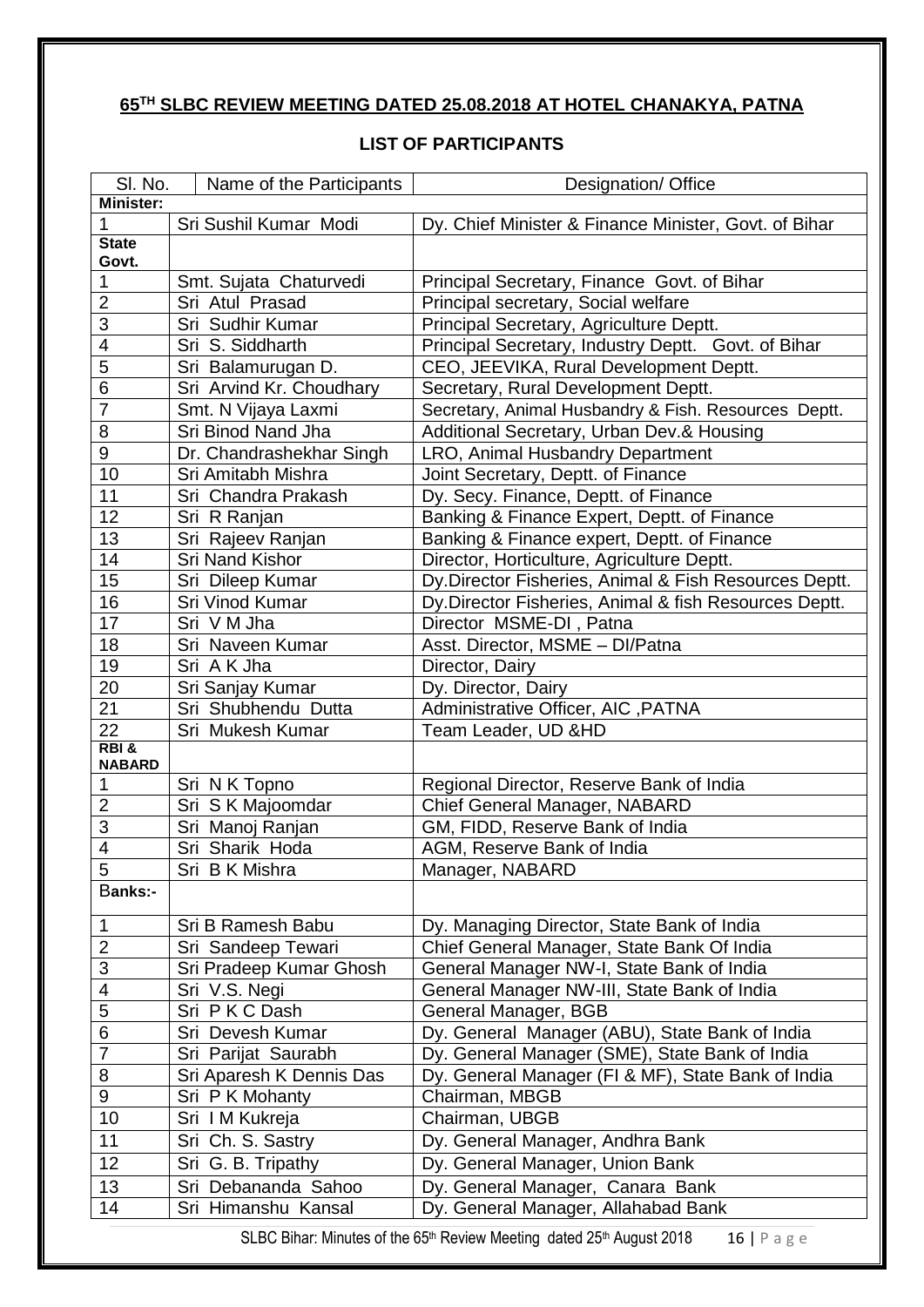**65[TH] SLBC REVIEW MEETING DATED 25.08.2018 AT HOTEL CHANAKYA, PATNA**

**LIST OF PARTICIPANTS**

| Sl. No. | Name of the Participants | Designation/ Office |
|---|---|---|
| **Minister:** | | |
| 1 | Sri Sushil Kumar Modi | Dy. Chief Minister & Finance Minister, Govt. of Bihar |
| **State Govt.** | | |
| 1 | Smt. Sujata Chaturvedi | Principal Secretary, Finance Govt. of Bihar |
| 2 | Sri Atul Prasad | Principal secretary, Social welfare |
| 3 | Sri Sudhir Kumar | Principal Secretary, Agriculture Deptt. |
| 4 | Sri S. Siddharth | Principal Secretary, Industry Deptt. Govt. of Bihar |
| 5 | Sri Balamurugan D. | CEO, JEEVIKA, Rural Development Deptt. |
| 6 | Sri Arvind Kr. Choudhary | Secretary, Rural Development Deptt. |
| 7 | Smt. N Vijaya Laxmi | Secretary, Animal Husbandry & Fish. Resources Deptt. |
| 8 | Sri Binod Nand Jha | Additional Secretary, Urban Dev.& Housing |
| 9 | Dr. Chandrashekhar Singh | LRO, Animal Husbandry Department |
| 10 | Sri Amitabh Mishra | Joint Secretary, Deptt. of Finance |
| 11 | Sri Chandra Prakash | Dy. Secy. Finance, Deptt. of Finance |
| 12 | Sri R Ranjan | Banking & Finance Expert, Deptt. of Finance |
| 13 | Sri Rajeev Ranjan | Banking & Finance expert, Deptt. of Finance |
| 14 | Sri Nand Kishor | Director, Horticulture, Agriculture Deptt. |
| 15 | Sri Dileep Kumar | Dy.Director Fisheries, Animal & Fish Resources Deptt. |
| 16 | Sri Vinod Kumar | Dy.Director Fisheries, Animal & fish Resources Deptt. |
| 17 | Sri V M Jha | Director MSME-DI , Patna |
| 18 | Sri Naveen Kumar | Asst. Director, MSME – DI/Patna |
| 19 | Sri A K Jha | Director, Dairy |
| 20 | Sri Sanjay Kumar | Dy. Director, Dairy |
| 21 | Sri Shubhendu Dutta | Administrative Officer, AIC ,PATNA |
| 22 | Sri Mukesh Kumar | Team Leader, UD &HD |
| **RBI & NABARD** | | |
| 1 | Sri N K Topno | Regional Director, Reserve Bank of India |
| 2 | Sri S K Majoomdar | Chief General Manager, NABARD |
| 3 | Sri Manoj Ranjan | GM, FIDD, Reserve Bank of India |
| 4 | Sri Sharik Hoda | AGM, Reserve Bank of India |
| 5 | Sri B K Mishra | Manager, NABARD |
| **Banks:-** | | |
| 1 | Sri B Ramesh Babu | Dy. Managing Director, State Bank of India |
| 2 | Sri Sandeep Tewari | Chief General Manager, State Bank Of India |
| 3 | Sri Pradeep Kumar Ghosh | General Manager NW-I, State Bank of India |
| 4 | Sri V.S. Negi | General Manager NW-III, State Bank of India |
| 5 | Sri P K C Dash | General Manager, BGB |
| 6 | Sri Devesh Kumar | Dy. General Manager (ABU), State Bank of India |
| 7 | Sri Parijat Saurabh | Dy. General Manager (SME), State Bank of India |
| 8 | Sri Aparesh K Dennis Das | Dy. General Manager (FI & MF), State Bank of India |
| 9 | Sri P K Mohanty | Chairman, MBGB |
| 10 | Sri I M Kukreja | Chairman, UBGB |
| 11 | Sri Ch. S. Sastry | Dy. General Manager, Andhra Bank |
| 12 | Sri G. B. Tripathy | Dy. General Manager, Union Bank |
| 13 | Sri Debananda Sahoo | Dy. General Manager, Canara Bank |
| 14 | Sri Himanshu Kansal | Dy. General Manager, Allahabad Bank |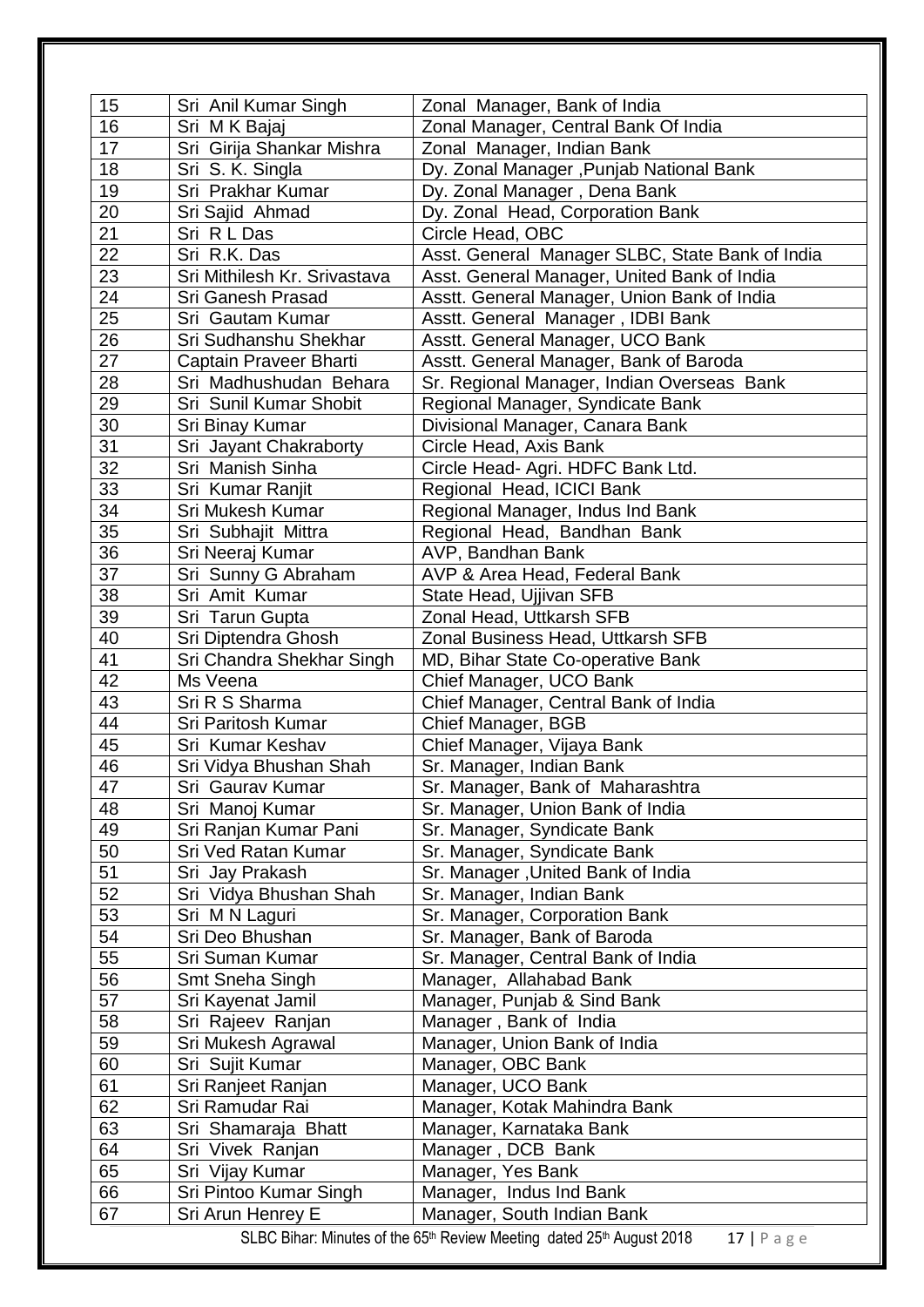| 15 | Sri Anil Kumar Singh | Zonal Manager, Bank of India |
|---|---|---|
| 16 | Sri M K Bajaj | Zonal Manager, Central Bank Of India |
| 17 | Sri Girija Shankar Mishra | Zonal Manager, Indian Bank |
| 18 | Sri S. K. Singla | Dy. Zonal Manager ,Punjab National Bank |
| 19 | Sri Prakhar Kumar | Dy. Zonal Manager , Dena Bank |
| 20 | Sri Sajid Ahmad | Dy. Zonal Head, Corporation Bank |
| 21 | Sri R L Das | Circle Head, OBC |
| 22 | Sri R.K. Das | Asst. General Manager SLBC, State Bank of India |
| 23 | Sri Mithilesh Kr. Srivastava | Asst. General Manager, United Bank of India |
| 24 | Sri Ganesh Prasad | Asstt. General Manager, Union Bank of India |
| 25 | Sri Gautam Kumar | Asstt. General Manager , IDBI Bank |
| 26 | Sri Sudhanshu Shekhar | Asstt. General Manager, UCO Bank |
| 27 | Captain Praveer Bharti | Asstt. General Manager, Bank of Baroda |
| 28 | Sri Madhushudan Behara | Sr. Regional Manager, Indian Overseas Bank |
| 29 | Sri Sunil Kumar Shobit | Regional Manager, Syndicate Bank |
| 30 | Sri Binay Kumar | Divisional Manager, Canara Bank |
| 31 | Sri Jayant Chakraborty | Circle Head, Axis Bank |
| 32 | Sri Manish Sinha | Circle Head- Agri. HDFC Bank Ltd. |
| 33 | Sri Kumar Ranjit | Regional Head, ICICI Bank |
| 34 | Sri Mukesh Kumar | Regional Manager, Indus Ind Bank |
| 35 | Sri Subhajit Mittra | Regional Head, Bandhan Bank |
| 36 | Sri Neeraj Kumar | AVP, Bandhan Bank |
| 37 | Sri Sunny G Abraham | AVP & Area Head, Federal Bank |
| 38 | Sri Amit Kumar | State Head, Ujjivan SFB |
| 39 | Sri Tarun Gupta | Zonal Head, Uttkarsh SFB |
| 40 | Sri Diptendra Ghosh | Zonal Business Head, Uttkarsh SFB |
| 41 | Sri Chandra Shekhar Singh | MD, Bihar State Co-operative Bank |
| 42 | Ms Veena | Chief Manager, UCO Bank |
| 43 | Sri R S Sharma | Chief Manager, Central Bank of India |
| 44 | Sri Paritosh Kumar | Chief Manager, BGB |
| 45 | Sri Kumar Keshav | Chief Manager, Vijaya Bank |
| 46 | Sri Vidya Bhushan Shah | Sr. Manager, Indian Bank |
| 47 | Sri Gaurav Kumar | Sr. Manager, Bank of Maharashtra |
| 48 | Sri Manoj Kumar | Sr. Manager, Union Bank of India |
| 49 | Sri Ranjan Kumar Pani | Sr. Manager, Syndicate Bank |
| 50 | Sri Ved Ratan Kumar | Sr. Manager, Syndicate Bank |
| 51 | Sri Jay Prakash | Sr. Manager ,United Bank of India |
| 52 | Sri Vidya Bhushan Shah | Sr. Manager, Indian Bank |
| 53 | Sri M N Laguri | Sr. Manager, Corporation Bank |
| 54 | Sri Deo Bhushan | Sr. Manager, Bank of Baroda |
| 55 | Sri Suman Kumar | Sr. Manager, Central Bank of India |
| 56 | Smt Sneha Singh | Manager, Allahabad Bank |
| 57 | Sri Kayenat Jamil | Manager, Punjab & Sind Bank |
| 58 | Sri Rajeev Ranjan | Manager , Bank of India |
| 59 | Sri Mukesh Agrawal | Manager, Union Bank of India |
| 60 | Sri Sujit Kumar | Manager, OBC Bank |
| 61 | Sri Ranjeet Ranjan | Manager, UCO Bank |
| 62 | Sri Ramudar Rai | Manager, Kotak Mahindra Bank |
| 63 | Sri Shamaraja Bhatt | Manager, Karnataka Bank |
| 64 | Sri Vivek Ranjan | Manager , DCB Bank |
| 65 | Sri Vijay Kumar | Manager, Yes Bank |
| 66 | Sri Pintoo Kumar Singh | Manager, Indus Ind Bank |
| 67 | Sri Arun Henrey E | Manager, South Indian Bank |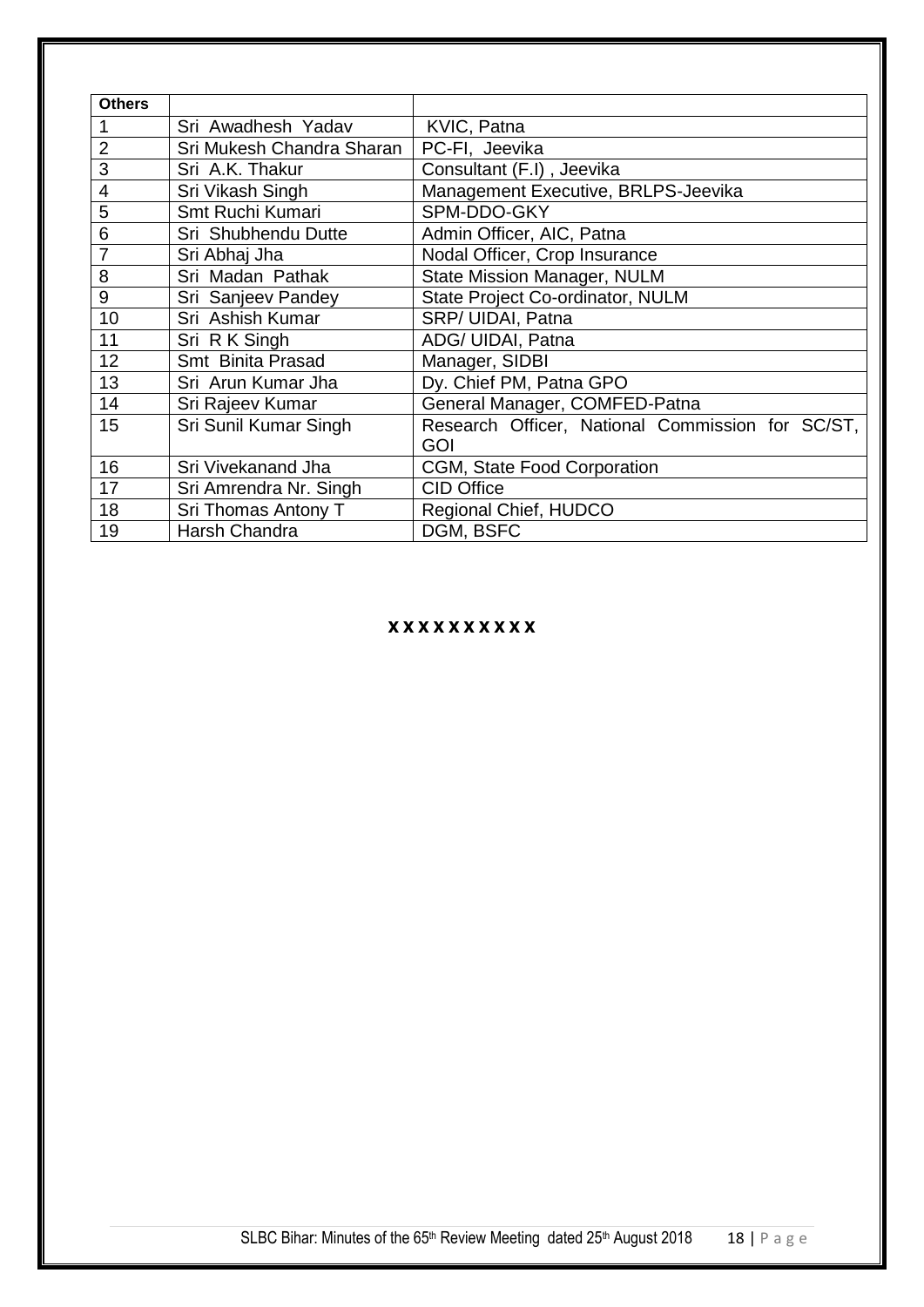| Others | | |
|---|---|---|
| 1 | Sri Awadhesh Yadav | KVIC, Patna |
| 2 | Sri Mukesh Chandra Sharan | PC-FI, Jeevika |
| 3 | Sri A.K. Thakur | Consultant (F.I) , Jeevika |
| 4 | Sri Vikash Singh | Management Executive, BRLPS-Jeevika |
| 5 | Smt Ruchi Kumari | SPM-DDO-GKY |
| 6 | Sri Shubhendu Dutte | Admin Officer, AIC, Patna |
| 7 | Sri Abhaj Jha | Nodal Officer, Crop Insurance |
| 8 | Sri Madan Pathak | State Mission Manager, NULM |
| 9 | Sri Sanjeev Pandey | State Project Co-ordinator, NULM |
| 10 | Sri Ashish Kumar | SRP/ UIDAI, Patna |
| 11 | Sri R K Singh | ADG/ UIDAI, Patna |
| 12 | Smt Binita Prasad | Manager, SIDBI |
| 13 | Sri Arun Kumar Jha | Dy. Chief PM, Patna GPO |
| 14 | Sri Rajeev Kumar | General Manager, COMFED-Patna |
| 15 | Sri Sunil Kumar Singh | Research Officer, National Commission for SC/ST, GOI |
| 16 | Sri Vivekanand Jha | CGM, State Food Corporation |
| 17 | Sri Amrendra Nr. Singh | CID Office |
| 18 | Sri Thomas Antony T | Regional Chief, HUDCO |
| 19 | Harsh Chandra | DGM, BSFC |

**x x x x x x x x x x**